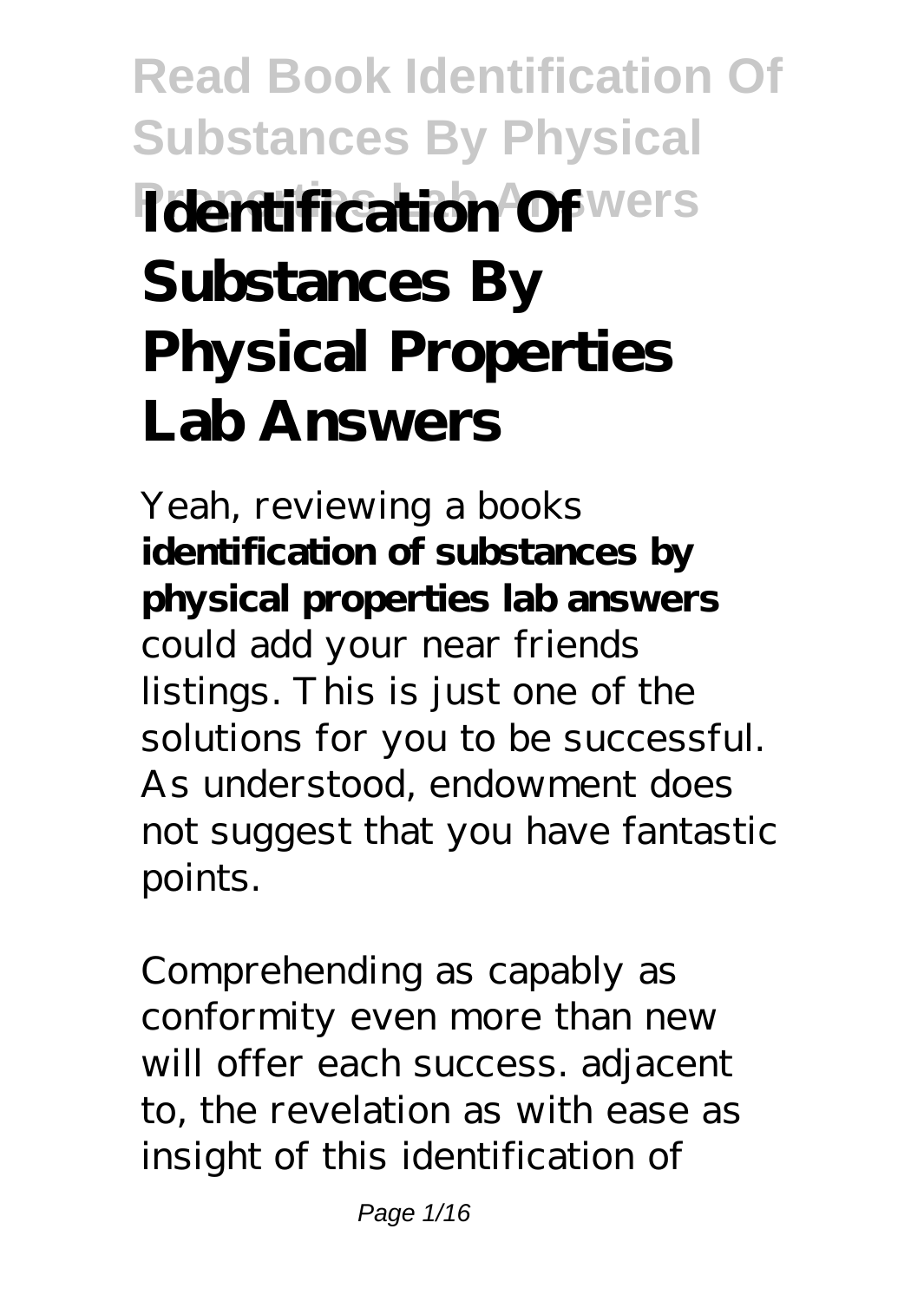# Identification Of Substances By Physical Properties Lab Answers

Yeah, reviewing a books **identification of substances by physical properties lab answers** could add your near friends listings. This is just one of the solutions for you to be successful. As understood, endowment does not suggest that you have fantastic points.

Comprehending as capably as conformity even more than new will offer each success. adjacent to, the revelation as with ease as insight of this identification of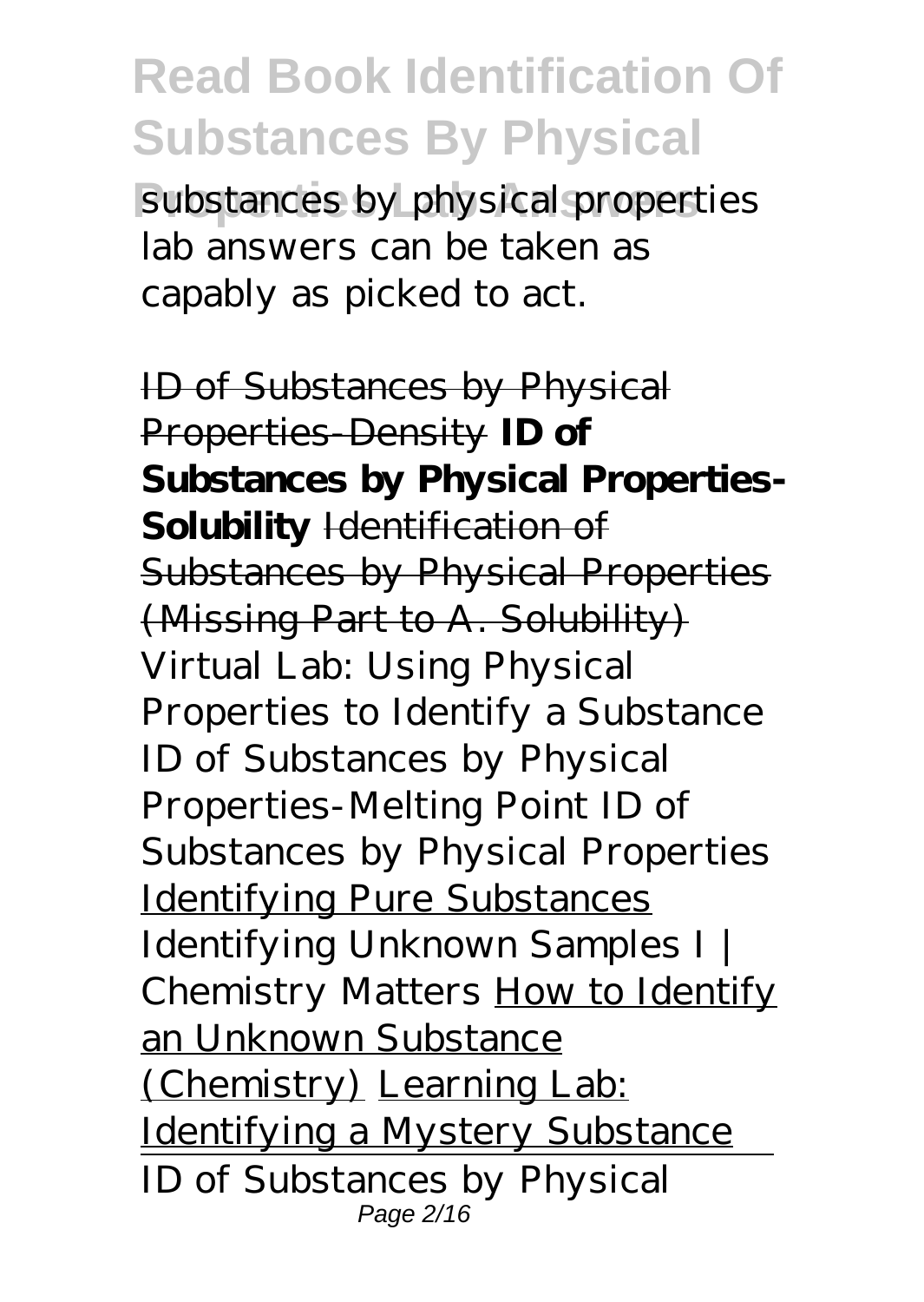substances by physical properties lab answers can be taken as capably as picked to act.

~~ID of Substances by Physical Properties-Density~~ **ID of Substances by Physical Properties-Solubility** ~~Identification of Substances by Physical Properties (Missing Part to A. Solubility)~~ *Virtual Lab: Using Physical Properties to Identify a Substance* *ID of Substances by Physical Properties-Melting Point* *ID of Substances by Physical Properties* Identifying Pure Substances *Identifying Unknown Samples I | Chemistry Matters* How to Identify an Unknown Substance (Chemistry) Learning Lab: Identifying a Mystery Substance

ID of Substances by Physical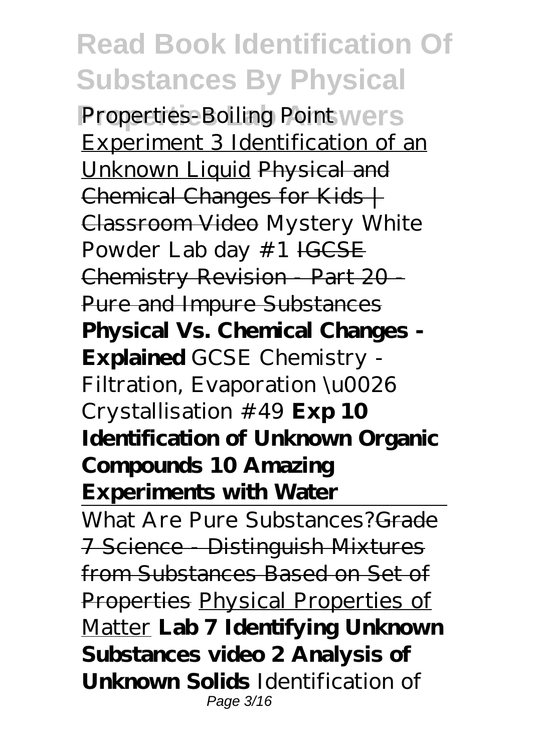*Properties-Boiling Point* Experiment 3 Identification of an Unknown Liquid ~~Physical and Chemical Changes for Kids | Classroom Video~~ *Mystery White Powder Lab day #1* ~~IGCSE Chemistry Revision - Part 20 - Pure and Impure Substances~~ **Physical Vs. Chemical Changes - Explained** *GCSE Chemistry - Filtration, Evaporation \u0026 Crystallisation #49* **Exp 10 Identification of Unknown Organic Compounds 10 Amazing Experiments with Water**

What Are Pure Substances?~~Grade 7 Science - Distinguish Mixtures from Substances Based on Set of Properties~~ Physical Properties of Matter **Lab 7 Identifying Unknown Substances video 2 Analysis of Unknown Solids** *Identification of*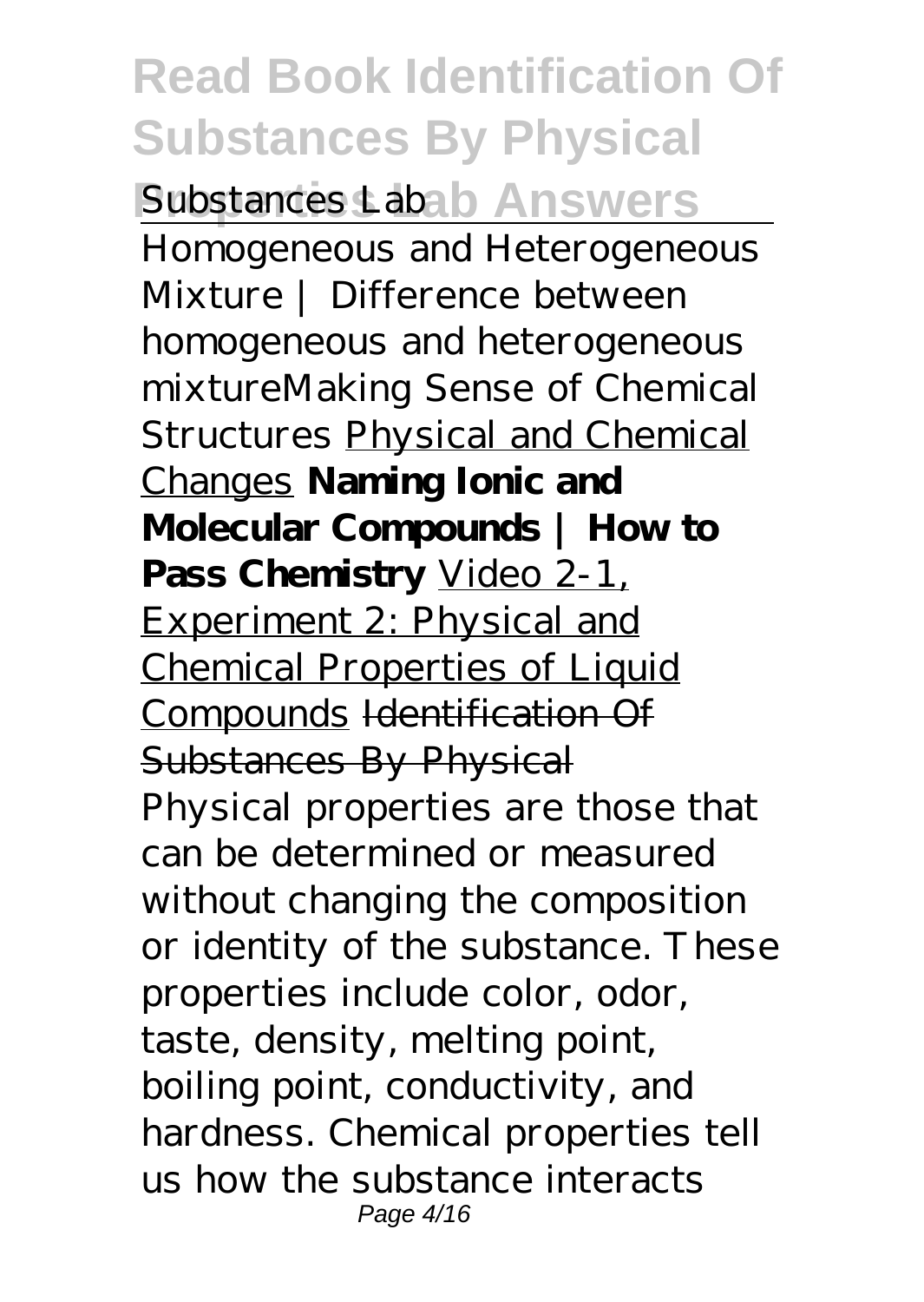*Substances Lab*

Homogeneous and Heterogeneous Mixture | Difference between homogeneous and heterogeneous mixture*Making Sense of Chemical Structures* Physical and Chemical Changes **Naming Ionic and Molecular Compounds | How to Pass Chemistry** Video 2-1, Experiment 2: Physical and Chemical Properties of Liquid Compounds ~~Identification Of Substances By Physical~~

Physical properties are those that can be determined or measured without changing the composition or identity of the substance. These properties include color, odor, taste, density, melting point, boiling point, conductivity, and hardness. Chemical properties tell us how the substance interacts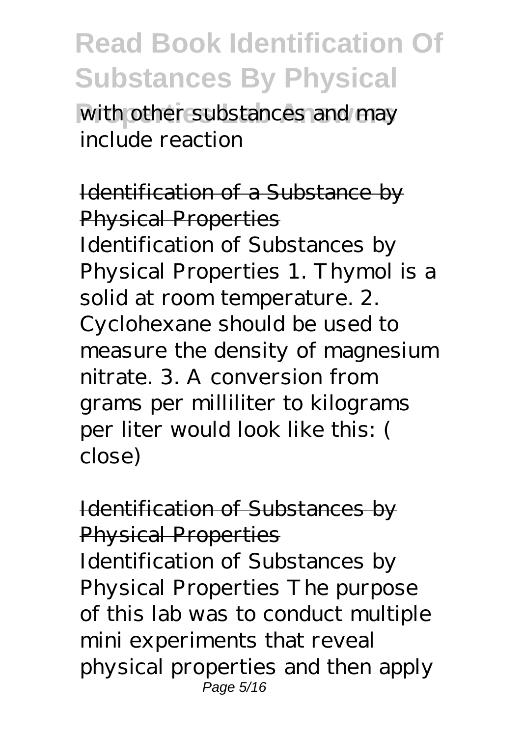with other substances and may include reaction

## Identification of a Substance by Physical Properties

Identification of Substances by Physical Properties 1. Thymol is a solid at room temperature. 2. Cyclohexane should be used to measure the density of magnesium nitrate. 3. A conversion from grams per milliliter to kilograms per liter would look like this: ( close)

## Identification of Substances by Physical Properties

Identification of Substances by Physical Properties The purpose of this lab was to conduct multiple mini experiments that reveal physical properties and then apply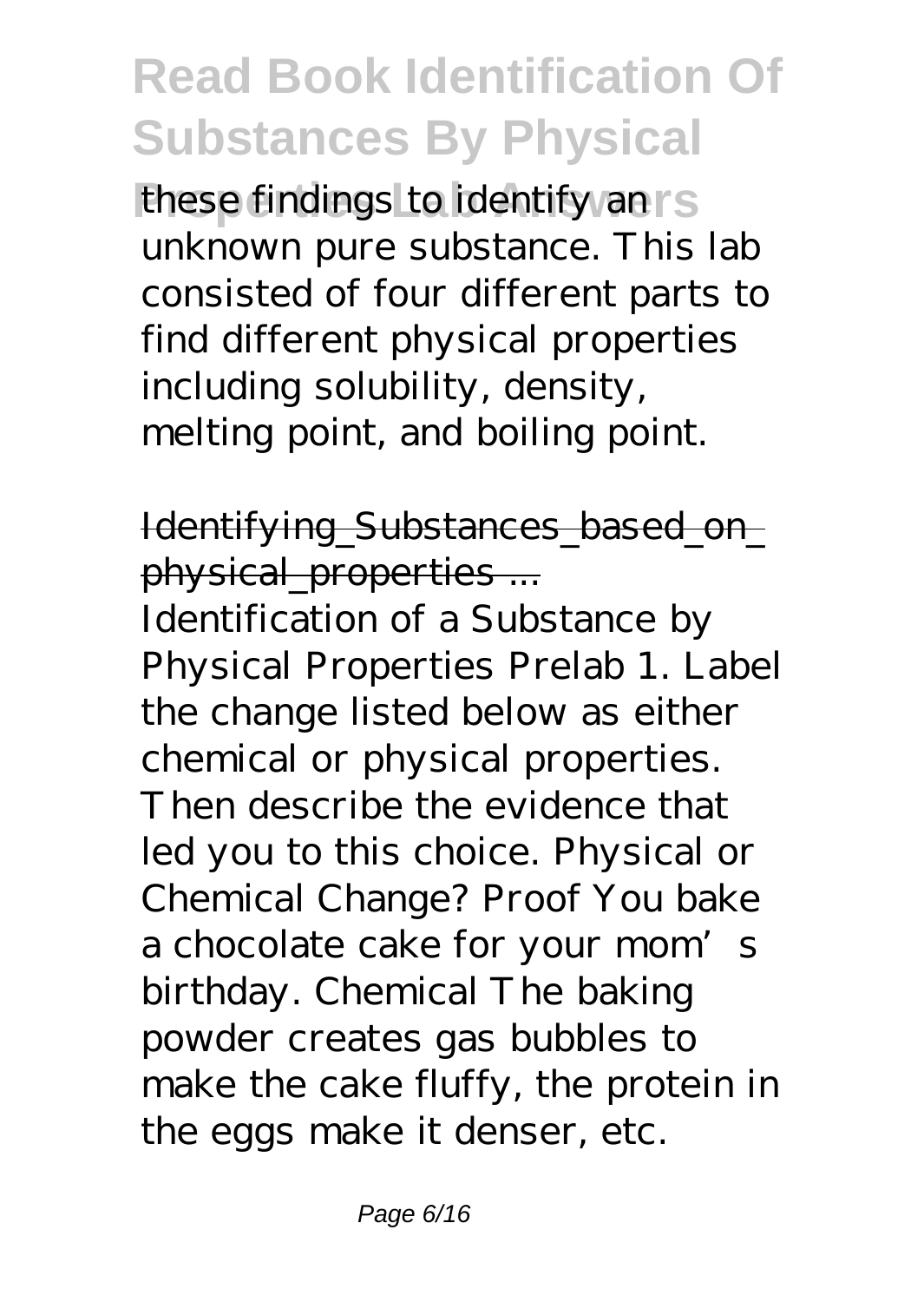these findings to identify an unknown pure substance. This lab consisted of four different parts to find different physical properties including solubility, density, melting point, and boiling point.

Identifying_Substances_based_on_physical_properties ...

Identification of a Substance by Physical Properties Prelab 1. Label the change listed below as either chemical or physical properties. Then describe the evidence that led you to this choice. Physical or Chemical Change? Proof You bake a chocolate cake for your mom's birthday. Chemical The baking powder creates gas bubbles to make the cake fluffy, the protein in the eggs make it denser, etc.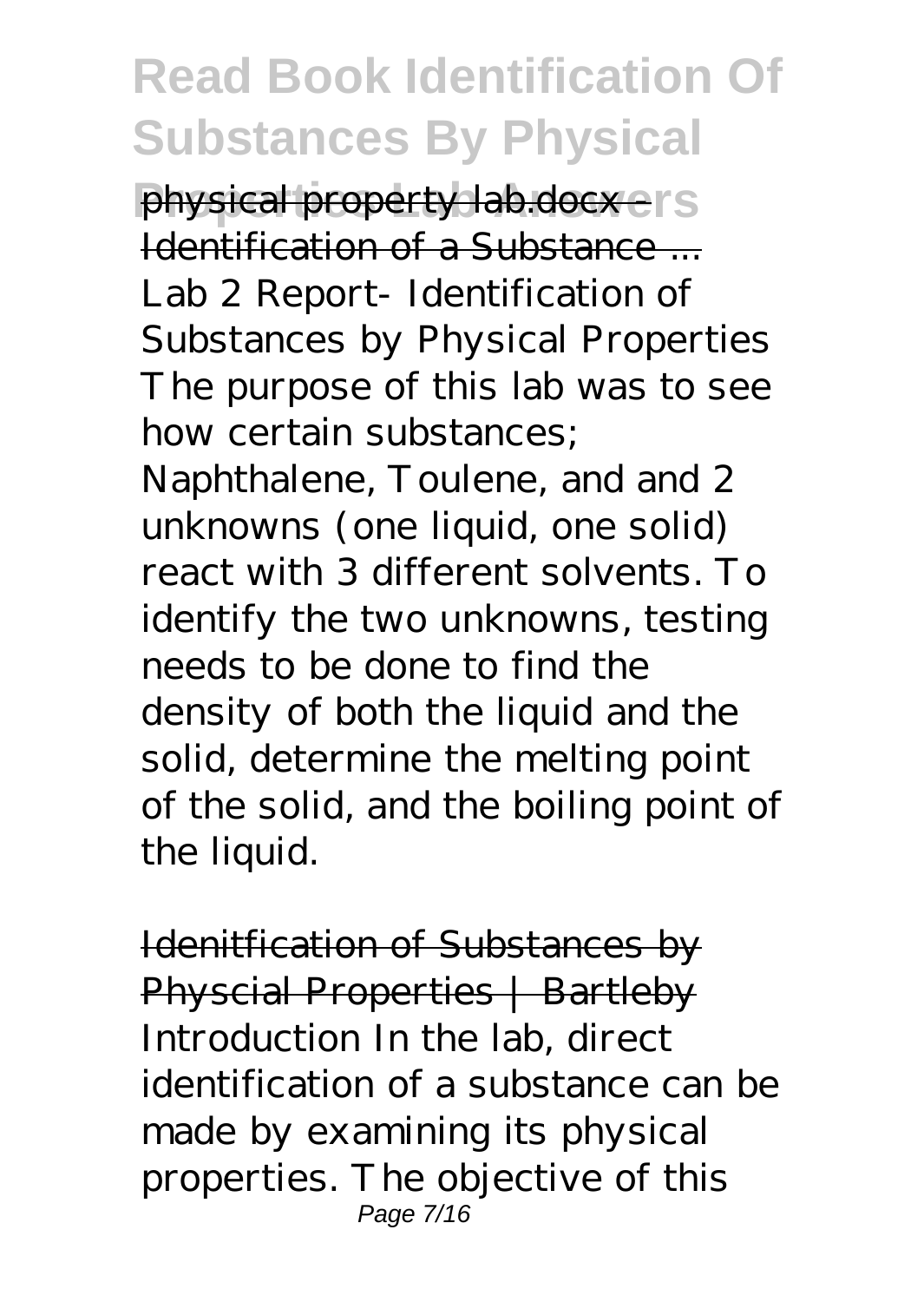physical property lab.docx - Identification of a Substance ...

Lab 2 Report- Identification of Substances by Physical Properties The purpose of this lab was to see how certain substances; Naphthalene, Toulene, and and 2 unknowns (one liquid, one solid) react with 3 different solvents. To identify the two unknowns, testing needs to be done to find the density of both the liquid and the solid, determine the melting point of the solid, and the boiling point of the liquid.

Idenitfication of Substances by Physcial Properties | Bartleby

Introduction In the lab, direct identification of a substance can be made by examining its physical properties. The objective of this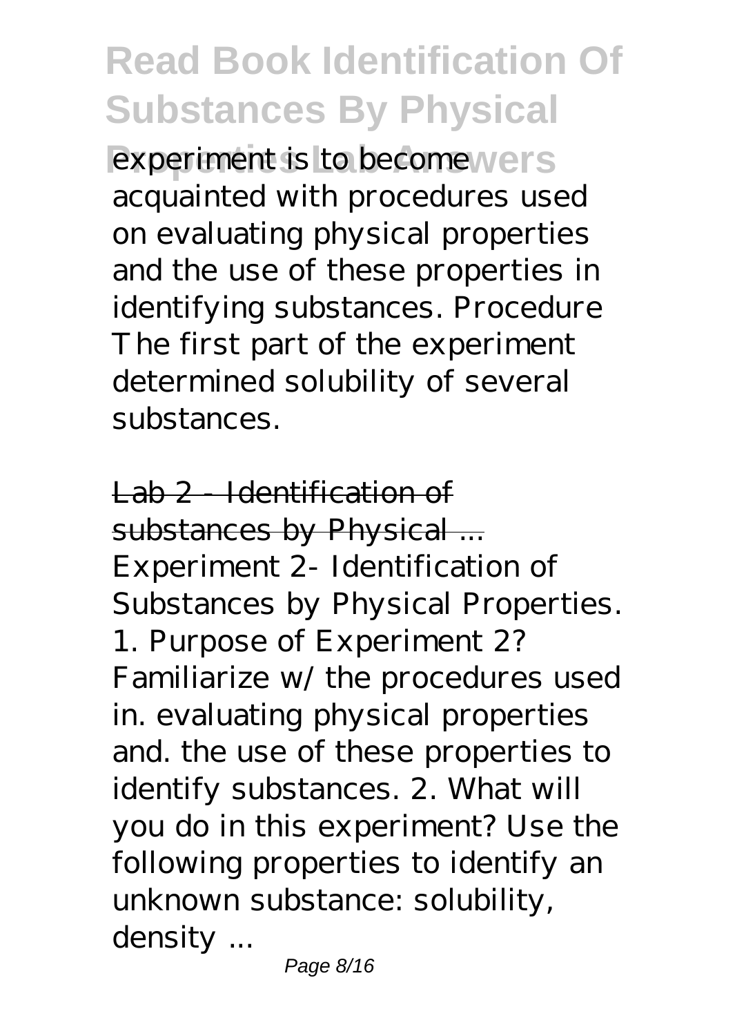experiment is to become acquainted with procedures used on evaluating physical properties and the use of these properties in identifying substances. Procedure The first part of the experiment determined solubility of several substances.

## Lab 2 - Identification of substances by Physical ...

Experiment 2- Identification of Substances by Physical Properties. 1. Purpose of Experiment 2? Familiarize w/ the procedures used in. evaluating physical properties and. the use of these properties to identify substances. 2. What will you do in this experiment? Use the following properties to identify an unknown substance: solubility, density ...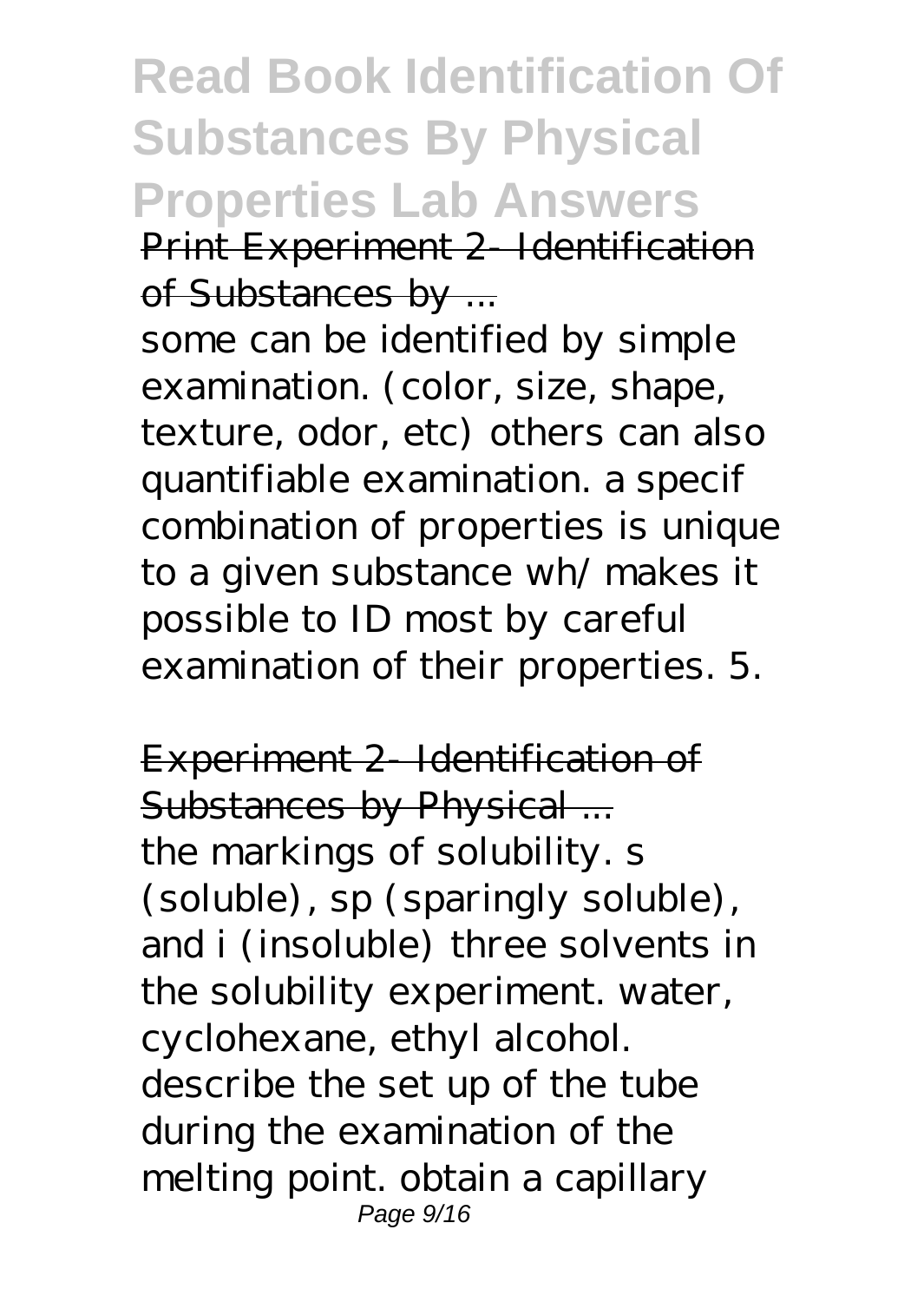# Read Book Identification Of Substances By Physical Properties Lab Answers

Print Experiment 2- Identification of Substances by ...

some can be identified by simple examination. (color, size, shape, texture, odor, etc) others can also quantifiable examination. a specif combination of properties is unique to a given substance wh/ makes it possible to ID most by careful examination of their properties. 5.

Experiment 2- Identification of Substances by Physical ...

the markings of solubility. s (soluble), sp (sparingly soluble), and i (insoluble) three solvents in the solubility experiment. water, cyclohexane, ethyl alcohol. describe the set up of the tube during the examination of the melting point. obtain a capillary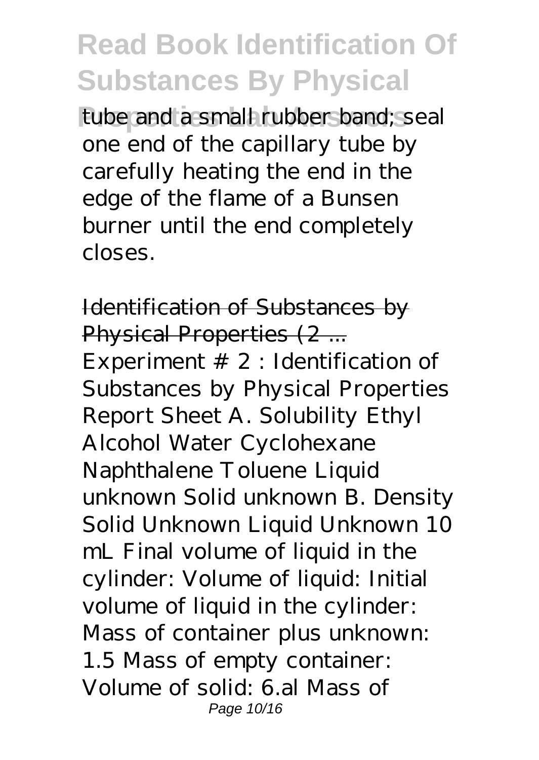tube and a small rubber band; seal one end of the capillary tube by carefully heating the end in the edge of the flame of a Bunsen burner until the end completely closes.

Identification of Substances by Physical Properties (2 ...

Experiment # 2 : Identification of Substances by Physical Properties Report Sheet A. Solubility Ethyl Alcohol Water Cyclohexane Naphthalene Toluene Liquid unknown Solid unknown B. Density Solid Unknown Liquid Unknown 10 mL Final volume of liquid in the cylinder: Volume of liquid: Initial volume of liquid in the cylinder: Mass of container plus unknown: 1.5 Mass of empty container: Volume of solid: 6.al Mass of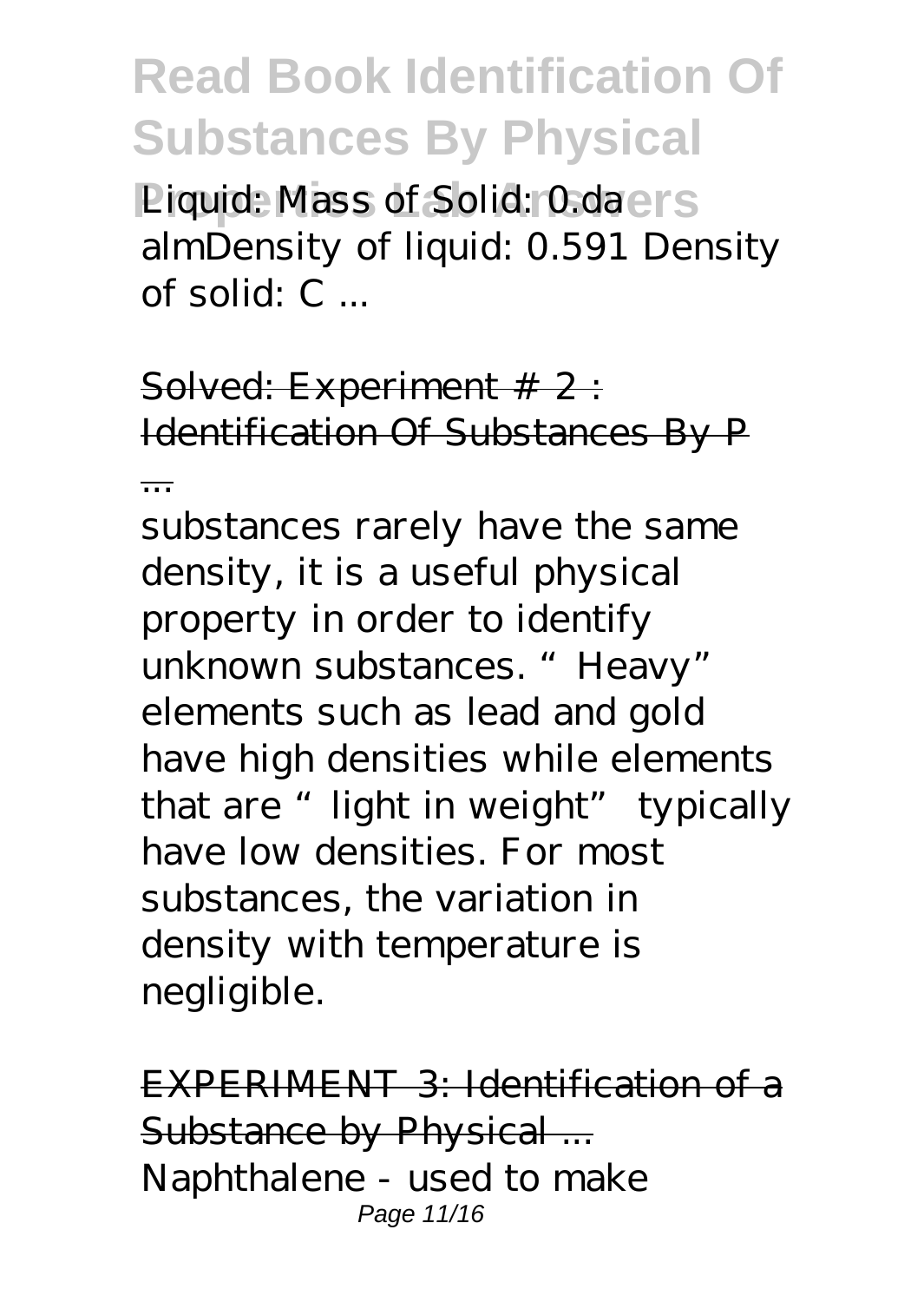Liquid: Mass of Solid: 0.da almDensity of liquid: 0.591 Density of solid: C ...

Solved: Experiment # 2 : Identification Of Substances By P ...

substances rarely have the same density, it is a useful physical property in order to identify unknown substances. "Heavy" elements such as lead and gold have high densities while elements that are "light in weight" typically have low densities. For most substances, the variation in density with temperature is negligible.

EXPERIMENT 3: Identification of a Substance by Physical ...

Naphthalene - used to make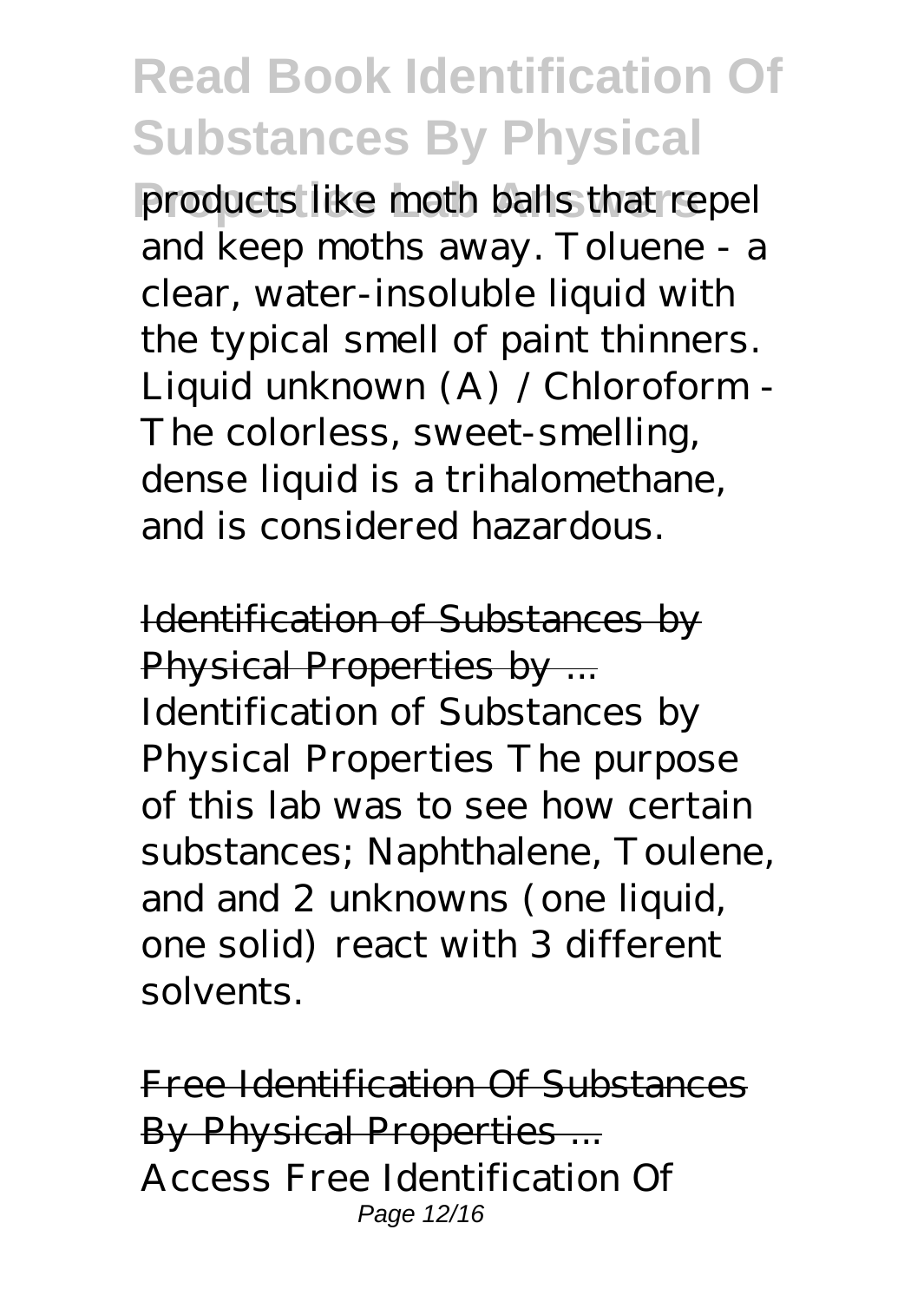products like moth balls that repel and keep moths away. Toluene - a clear, water-insoluble liquid with the typical smell of paint thinners. Liquid unknown (A) / Chloroform - The colorless, sweet-smelling, dense liquid is a trihalomethane, and is considered hazardous.

## Identification of Substances by Physical Properties by ...

Identification of Substances by Physical Properties The purpose of this lab was to see how certain substances; Naphthalene, Toulene, and and 2 unknowns (one liquid, one solid) react with 3 different solvents.

## Free Identification Of Substances By Physical Properties ...

Access Free Identification Of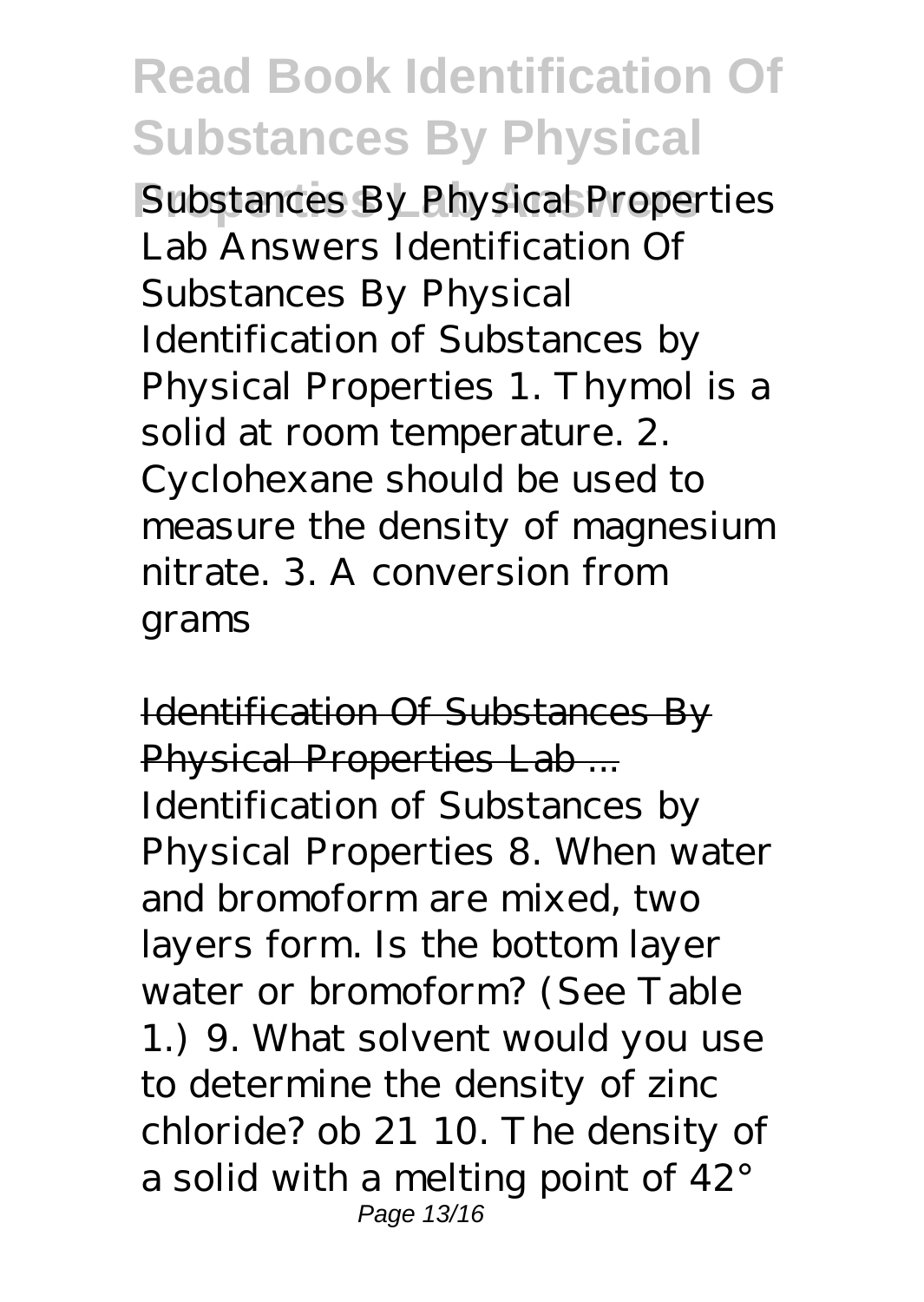Substances By Physical Properties Lab Answers Identification Of Substances By Physical Identification of Substances by Physical Properties 1. Thymol is a solid at room temperature. 2. Cyclohexane should be used to measure the density of magnesium nitrate. 3. A conversion from grams

Identification Of Substances By Physical Properties Lab ...

Identification of Substances by Physical Properties 8. When water and bromoform are mixed, two layers form. Is the bottom layer water or bromoform? (See Table 1.) 9. What solvent would you use to determine the density of zinc chloride? ob 21 10. The density of a solid with a melting point of 42°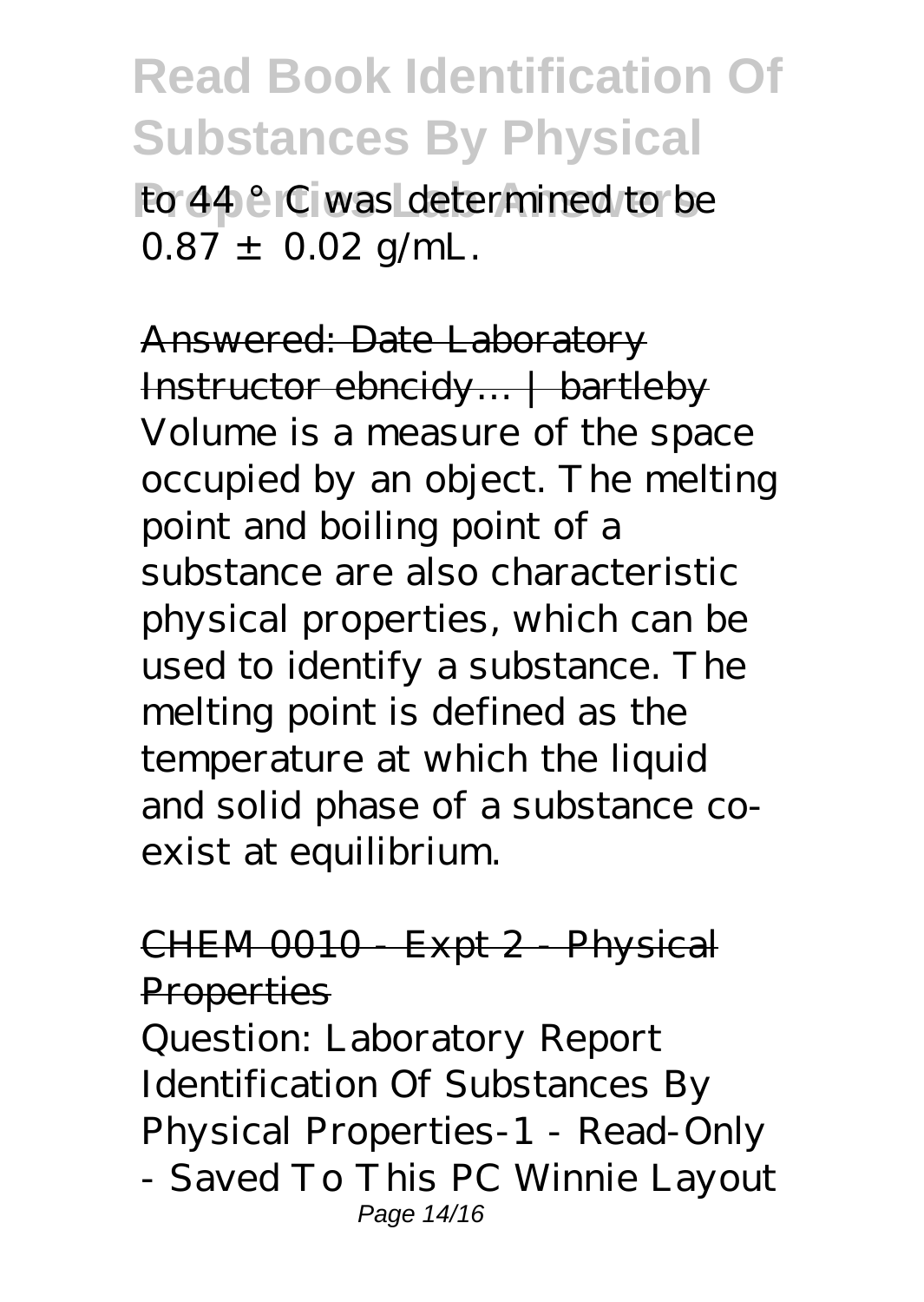to 44 °C was determined to be $0.87 \pm 0.02$ g/mL.

## Answered: Date Laboratory Instructor ebncidy… | bartleby

Volume is a measure of the space occupied by an object. The melting point and boiling point of a substance are also characteristic physical properties, which can be used to identify a substance. The melting point is defined as the temperature at which the liquid and solid phase of a substance co-exist at equilibrium.

## CHEM 0010 - Expt 2 - Physical Properties

Question: Laboratory Report Identification Of Substances By Physical Properties-1 - Read-Only - Saved To This PC Winnie Layout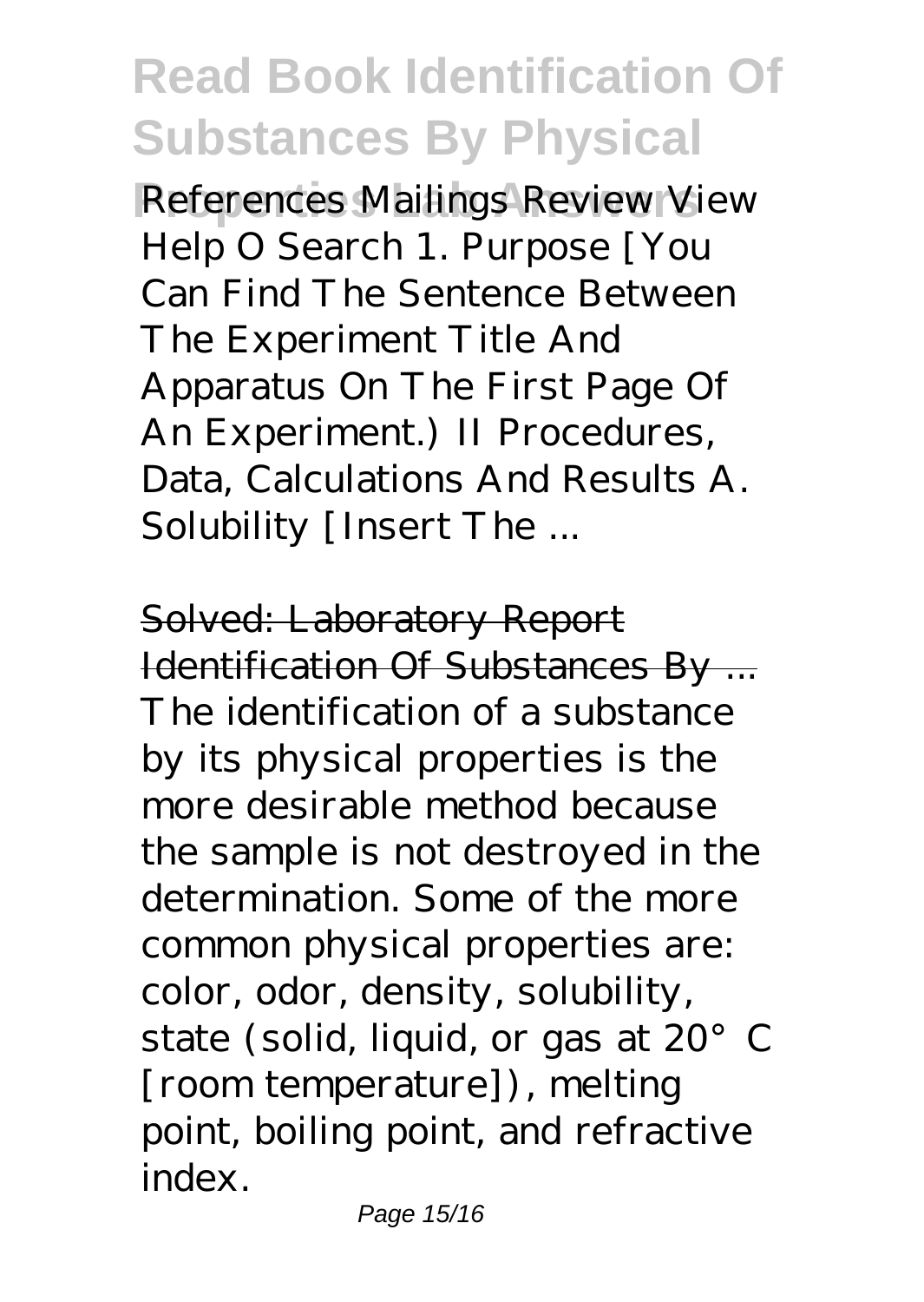References Mailings Review View Help O Search 1. Purpose [You Can Find The Sentence Between The Experiment Title And Apparatus On The First Page Of An Experiment.) II Procedures, Data, Calculations And Results A. Solubility [Insert The ...

Solved: Laboratory Report Identification Of Substances By ...

The identification of a substance by its physical properties is the more desirable method because the sample is not destroyed in the determination. Some of the more common physical properties are: color, odor, density, solubility, state (solid, liquid, or gas at 20° C [room temperature]), melting point, boiling point, and refractive index.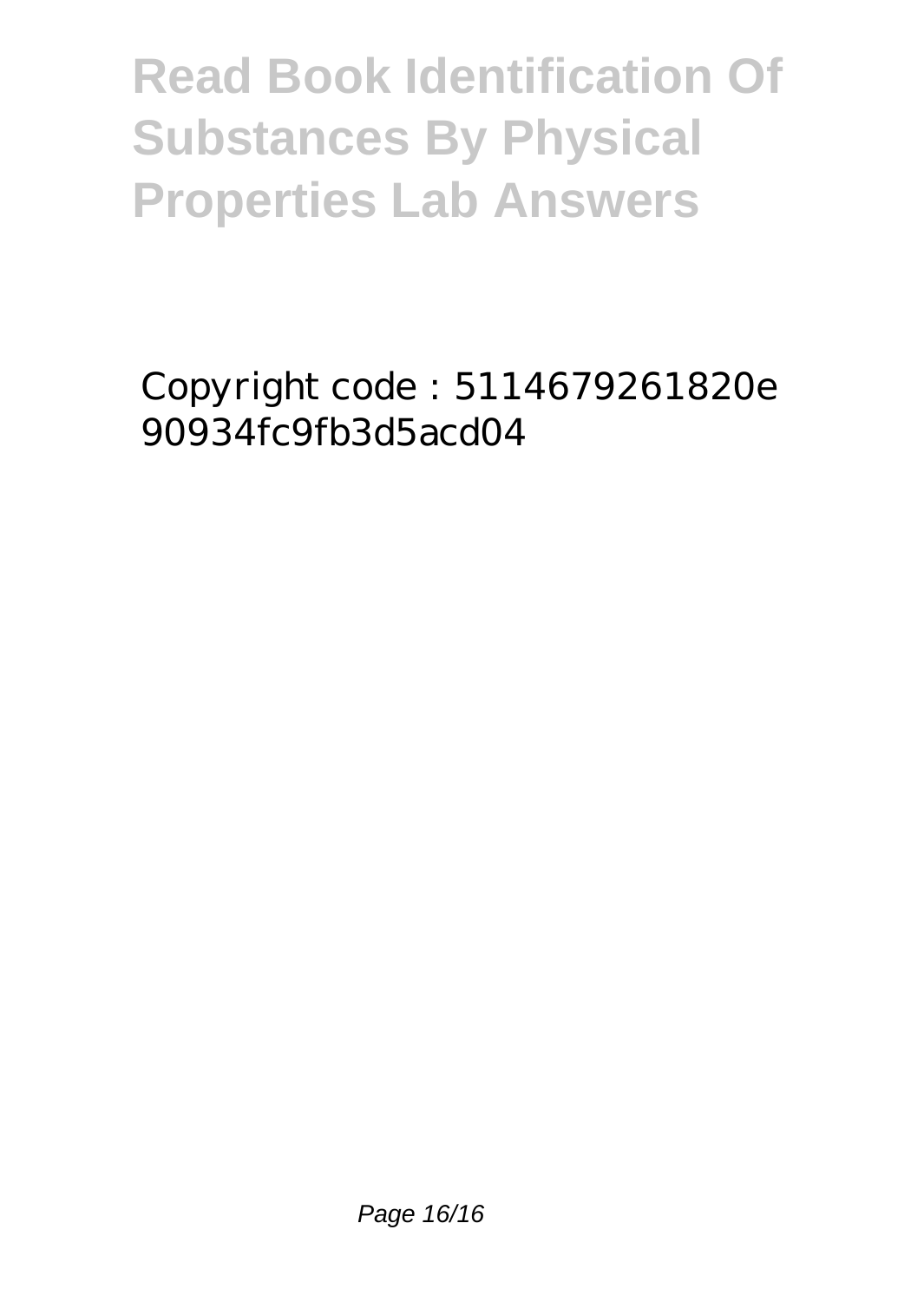Copyright code : 5114679261820e90934fc9fb3d5acd04